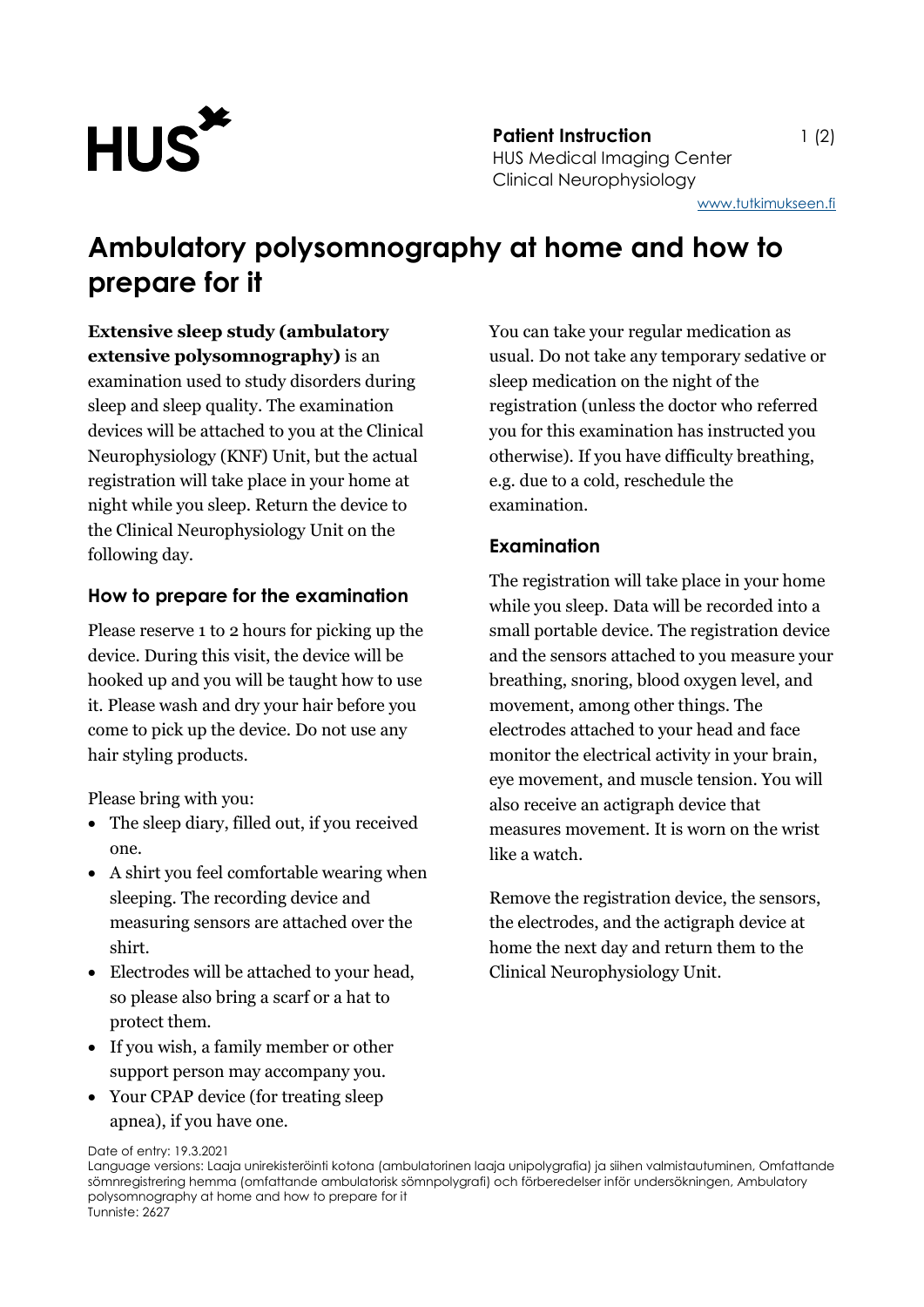**Patient Instruction**
HUS Medical Imaging Center
Clinical Neurophysiology

www.tutkimukseen.fi

# Ambulatory polysomnography at home and how to prepare for it

**Extensive sleep study (ambulatory extensive polysomnography)** is an examination used to study disorders during sleep and sleep quality. The examination devices will be attached to you at the Clinical Neurophysiology (KNF) Unit, but the actual registration will take place in your home at night while you sleep. Return the device to the Clinical Neurophysiology Unit on the following day.

## How to prepare for the examination

Please reserve 1 to 2 hours for picking up the device. During this visit, the device will be hooked up and you will be taught how to use it. Please wash and dry your hair before you come to pick up the device. Do not use any hair styling products.

Please bring with you:

- The sleep diary, filled out, if you received one.
- A shirt you feel comfortable wearing when sleeping. The recording device and measuring sensors are attached over the shirt.
- Electrodes will be attached to your head, so please also bring a scarf or a hat to protect them.
- If you wish, a family member or other support person may accompany you.
- Your CPAP device (for treating sleep apnea), if you have one.

You can take your regular medication as usual. Do not take any temporary sedative or sleep medication on the night of the registration (unless the doctor who referred you for this examination has instructed you otherwise). If you have difficulty breathing, e.g. due to a cold, reschedule the examination.

## Examination

The registration will take place in your home while you sleep. Data will be recorded into a small portable device. The registration device and the sensors attached to you measure your breathing, snoring, blood oxygen level, and movement, among other things. The electrodes attached to your head and face monitor the electrical activity in your brain, eye movement, and muscle tension. You will also receive an actigraph device that measures movement. It is worn on the wrist like a watch.

Remove the registration device, the sensors, the electrodes, and the actigraph device at home the next day and return them to the Clinical Neurophysiology Unit.

Date of entry: 19.3.2021
Language versions: Laaja unirekisteröinti kotona (ambulatorinen laaja unipolygrafia) ja siihen valmistautuminen, Omfattande sömnregistrering hemma (omfattande ambulatorisk sömnpolygrafi) och förberedelser inför undersökningen, Ambulatory polysomnography at home and how to prepare for it
Tunniste: 2627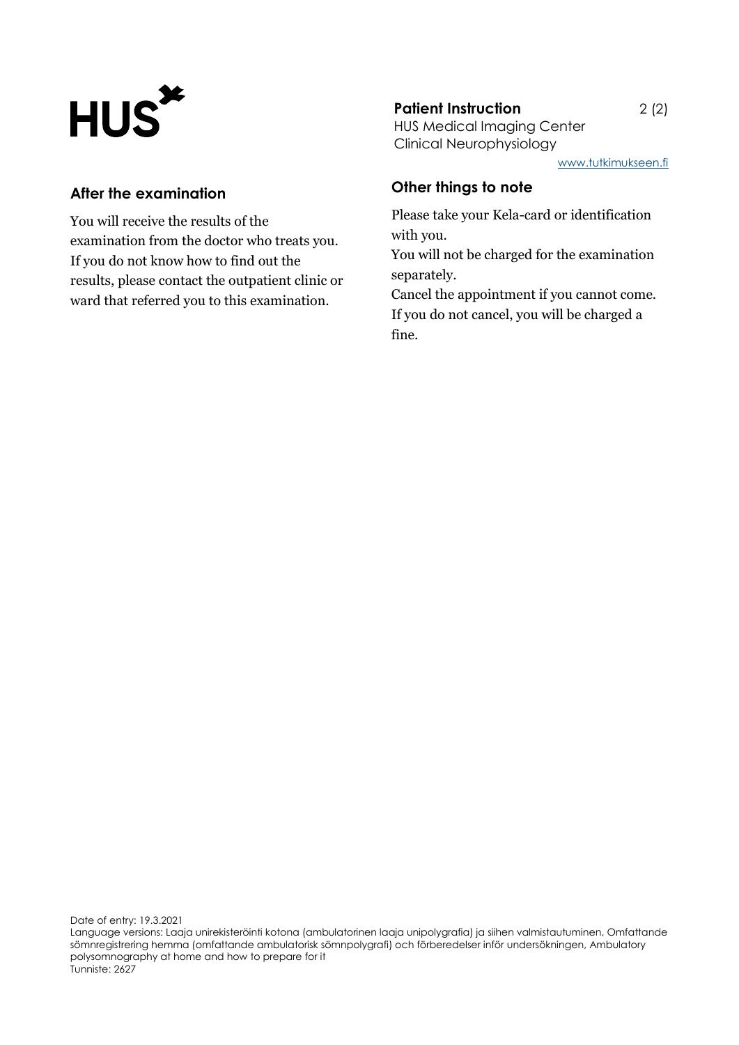## After the examination

You will receive the results of the examination from the doctor who treats you. If you do not know how to find out the results, please contact the outpatient clinic or ward that referred you to this examination.

## Other things to note

Please take your Kela-card or identification with you.

You will not be charged for the examination separately.

Cancel the appointment if you cannot come. If you do not cancel, you will be charged a fine.

Date of entry: 19.3.2021

Language versions: Laaja unirekisteröinti kotona (ambulatorinen laaja unipolygrafia) ja siihen valmistautuminen, Omfattande sömnregistrering hemma (omfattande ambulatorisk sömnpolygrafi) och förberedelser inför undersökningen, Ambulatory polysomnography at home and how to prepare for it

Tunniste: 2627